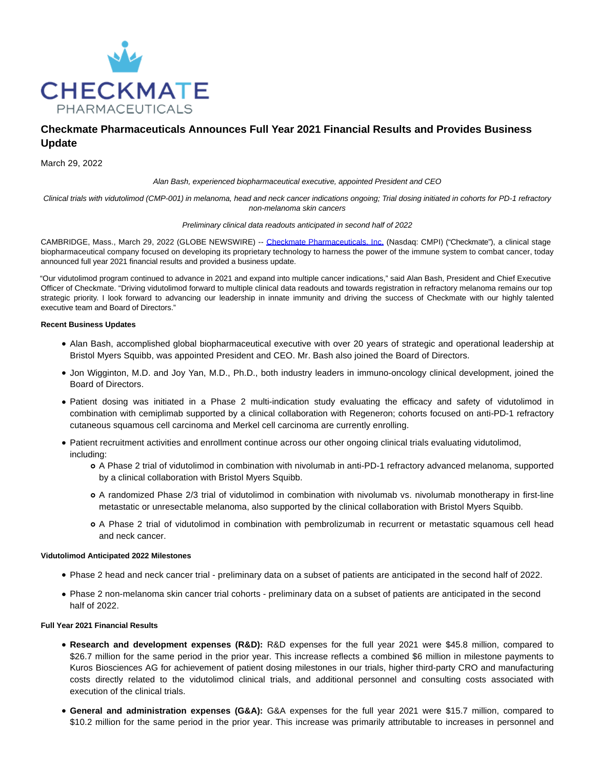# Checkmate Pharmaceuticals Announces Full Year 2021 Financial Results and Provides Business Update

March 29, 2022

*Alan Bash, experienced biopharmaceutical executive, appointed President and CEO*

*Clinical trials with vidutolimod (CMP-001) in melanoma, head and neck cancer indications ongoing; Trial dosing initiated in cohorts for PD-1 refractory non-melanoma skin cancers*

*Preliminary clinical data readouts anticipated in second half of 2022*

CAMBRIDGE, Mass., March 29, 2022 (GLOBE NEWSWIRE) -- Checkmate Pharmaceuticals, Inc. (Nasdaq: CMPI) ("Checkmate"), a clinical stage biopharmaceutical company focused on developing its proprietary technology to harness the power of the immune system to combat cancer, today announced full year 2021 financial results and provided a business update.

"Our vidutolimod program continued to advance in 2021 and expand into multiple cancer indications," said Alan Bash, President and Chief Executive Officer of Checkmate. "Driving vidutolimod forward to multiple clinical data readouts and towards registration in refractory melanoma remains our top strategic priority. I look forward to advancing our leadership in innate immunity and driving the success of Checkmate with our highly talented executive team and Board of Directors."

**Recent Business Updates**

- Alan Bash, accomplished global biopharmaceutical executive with over 20 years of strategic and operational leadership at Bristol Myers Squibb, was appointed President and CEO. Mr. Bash also joined the Board of Directors.
- Jon Wigginton, M.D. and Joy Yan, M.D., Ph.D., both industry leaders in immuno-oncology clinical development, joined the Board of Directors.
- Patient dosing was initiated in a Phase 2 multi-indication study evaluating the efficacy and safety of vidutolimod in combination with cemiplimab supported by a clinical collaboration with Regeneron; cohorts focused on anti-PD-1 refractory cutaneous squamous cell carcinoma and Merkel cell carcinoma are currently enrolling.
- Patient recruitment activities and enrollment continue across our other ongoing clinical trials evaluating vidutolimod, including:
    - A Phase 2 trial of vidutolimod in combination with nivolumab in anti-PD-1 refractory advanced melanoma, supported by a clinical collaboration with Bristol Myers Squibb.
    - A randomized Phase 2/3 trial of vidutolimod in combination with nivolumab vs. nivolumab monotherapy in first-line metastatic or unresectable melanoma, also supported by the clinical collaboration with Bristol Myers Squibb.
    - A Phase 2 trial of vidutolimod in combination with pembrolizumab in recurrent or metastatic squamous cell head and neck cancer.

**Vidutolimod Anticipated 2022 Milestones**

- Phase 2 head and neck cancer trial - preliminary data on a subset of patients are anticipated in the second half of 2022.
- Phase 2 non-melanoma skin cancer trial cohorts - preliminary data on a subset of patients are anticipated in the second half of 2022.

**Full Year 2021 Financial Results**

- **Research and development expenses (R&D):** R&D expenses for the full year 2021 were $45.8 million, compared to $26.7 million for the same period in the prior year. This increase reflects a combined $6 million in milestone payments to Kuros Biosciences AG for achievement of patient dosing milestones in our trials, higher third-party CRO and manufacturing costs directly related to the vidutolimod clinical trials, and additional personnel and consulting costs associated with execution of the clinical trials.
- **General and administration expenses (G&A):** G&A expenses for the full year 2021 were $15.7 million, compared to $10.2 million for the same period in the prior year. This increase was primarily attributable to increases in personnel and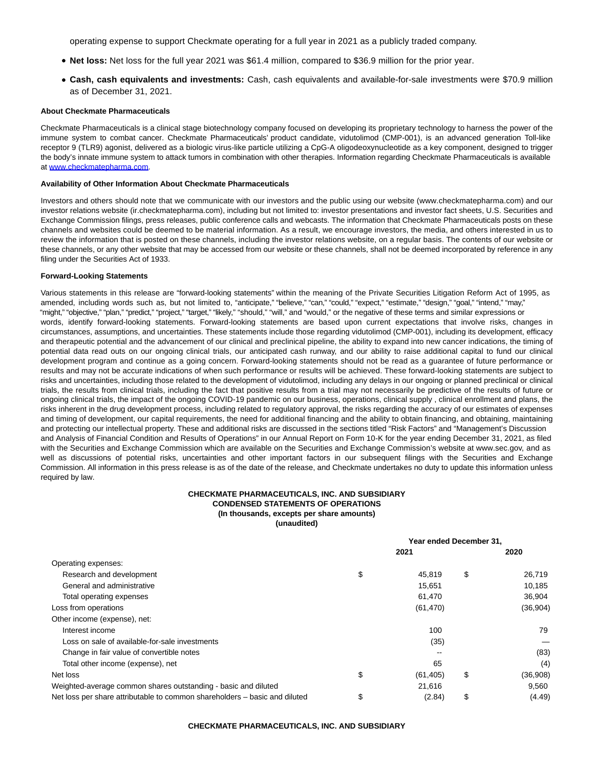operating expense to support Checkmate operating for a full year in 2021 as a publicly traded company.

- **Net loss:** Net loss for the full year 2021 was $61.4 million, compared to $36.9 million for the prior year.
- **Cash, cash equivalents and investments:** Cash, cash equivalents and available-for-sale investments were $70.9 million as of December 31, 2021.

**About Checkmate Pharmaceuticals**

Checkmate Pharmaceuticals is a clinical stage biotechnology company focused on developing its proprietary technology to harness the power of the immune system to combat cancer. Checkmate Pharmaceuticals' product candidate, vidutolimod (CMP-001), is an advanced generation Toll-like receptor 9 (TLR9) agonist, delivered as a biologic virus-like particle utilizing a CpG-A oligodeoxynucleotide as a key component, designed to trigger the body's innate immune system to attack tumors in combination with other therapies. Information regarding Checkmate Pharmaceuticals is available at www.checkmatepharma.com.

**Availability of Other Information About Checkmate Pharmaceuticals**

Investors and others should note that we communicate with our investors and the public using our website (www.checkmatepharma.com) and our investor relations website (ir.checkmatepharma.com), including but not limited to: investor presentations and investor fact sheets, U.S. Securities and Exchange Commission filings, press releases, public conference calls and webcasts. The information that Checkmate Pharmaceuticals posts on these channels and websites could be deemed to be material information. As a result, we encourage investors, the media, and others interested in us to review the information that is posted on these channels, including the investor relations website, on a regular basis. The contents of our website or these channels, or any other website that may be accessed from our website or these channels, shall not be deemed incorporated by reference in any filing under the Securities Act of 1933.

**Forward-Looking Statements**

Various statements in this release are "forward-looking statements" within the meaning of the Private Securities Litigation Reform Act of 1995, as amended, including words such as, but not limited to, "anticipate," "believe," "can," "could," "expect," "estimate," "design," "goal," "intend," "may," "might," "objective," "plan," "predict," "project," "target," "likely," "should," "will," and "would," or the negative of these terms and similar expressions or words, identify forward-looking statements. Forward-looking statements are based upon current expectations that involve risks, changes in circumstances, assumptions, and uncertainties. These statements include those regarding vidutolimod (CMP-001), including its development, efficacy and therapeutic potential and the advancement of our clinical and preclinical pipeline, the ability to expand into new cancer indications, the timing of potential data read outs on our ongoing clinical trials, our anticipated cash runway, and our ability to raise additional capital to fund our clinical development program and continue as a going concern. Forward-looking statements should not be read as a guarantee of future performance or results and may not be accurate indications of when such performance or results will be achieved. These forward-looking statements are subject to risks and uncertainties, including those related to the development of vidutolimod, including any delays in our ongoing or planned preclinical or clinical trials, the results from clinical trials, including the fact that positive results from a trial may not necessarily be predictive of the results of future or ongoing clinical trials, the impact of the ongoing COVID-19 pandemic on our business, operations, clinical supply , clinical enrollment and plans, the risks inherent in the drug development process, including related to regulatory approval, the risks regarding the accuracy of our estimates of expenses and timing of development, our capital requirements, the need for additional financing and the ability to obtain financing, and obtaining, maintaining and protecting our intellectual property. These and additional risks are discussed in the sections titled "Risk Factors" and "Management's Discussion and Analysis of Financial Condition and Results of Operations" in our Annual Report on Form 10-K for the year ending December 31, 2021, as filed with the Securities and Exchange Commission which are available on the Securities and Exchange Commission's website at www.sec.gov, and as well as discussions of potential risks, uncertainties and other important factors in our subsequent filings with the Securities and Exchange Commission. All information in this press release is as of the date of the release, and Checkmate undertakes no duty to update this information unless required by law.

**CHECKMATE PHARMACEUTICALS, INC. AND SUBSIDIARY**
**CONDENSED STATEMENTS OF OPERATIONS**
**(In thousands, excepts per share amounts)**
**(unaudited)**

| | Year ended December 31, | |
|---|---|---|
| | **2021** | **2020** |
| Operating expenses: | | |
| Research and development | $ 45,819 | $ 26,719 |
| General and administrative | 15,651 | 10,185 |
| Total operating expenses | 61,470 | 36,904 |
| Loss from operations | (61,470) | (36,904) |
| Other income (expense), net: | | |
| Interest income | 100 | 79 |
| Loss on sale of available-for-sale investments | (35) | — |
| Change in fair value of convertible notes | -- | (83) |
| Total other income (expense), net | 65 | (4) |
| Net loss | $ (61,405) | $ (36,908) |
| Weighted-average common shares outstanding - basic and diluted | 21,616 | 9,560 |
| Net loss per share attributable to common shareholders – basic and diluted | $ (2.84) | $ (4.49) |

**CHECKMATE PHARMACEUTICALS, INC. AND SUBSIDIARY**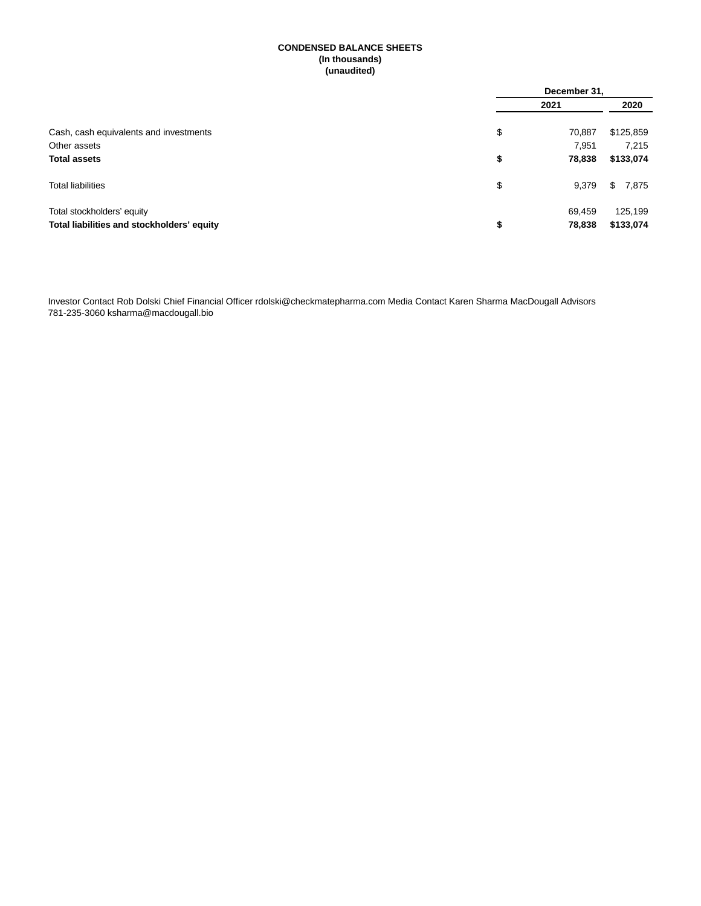**CONDENSED BALANCE SHEETS**
**(In thousands)**
**(unaudited)**

| | December 31, | |
|---|---|---|
| | 2021 | 2020 |
| Cash, cash equivalents and investments | $ 70,887 | $125,859 |
| Other assets | 7,951 | 7,215 |
| **Total assets** | **$ 78,838** | **$133,074** |
| Total liabilities | $ 9,379 | $ 7,875 |
| Total stockholders' equity | 69,459 | 125,199 |
| **Total liabilities and stockholders' equity** | **$ 78,838** | **$133,074** |

Investor Contact Rob Dolski Chief Financial Officer rdolski@checkmatepharma.com Media Contact Karen Sharma MacDougall Advisors 781-235-3060 ksharma@macdougall.bio